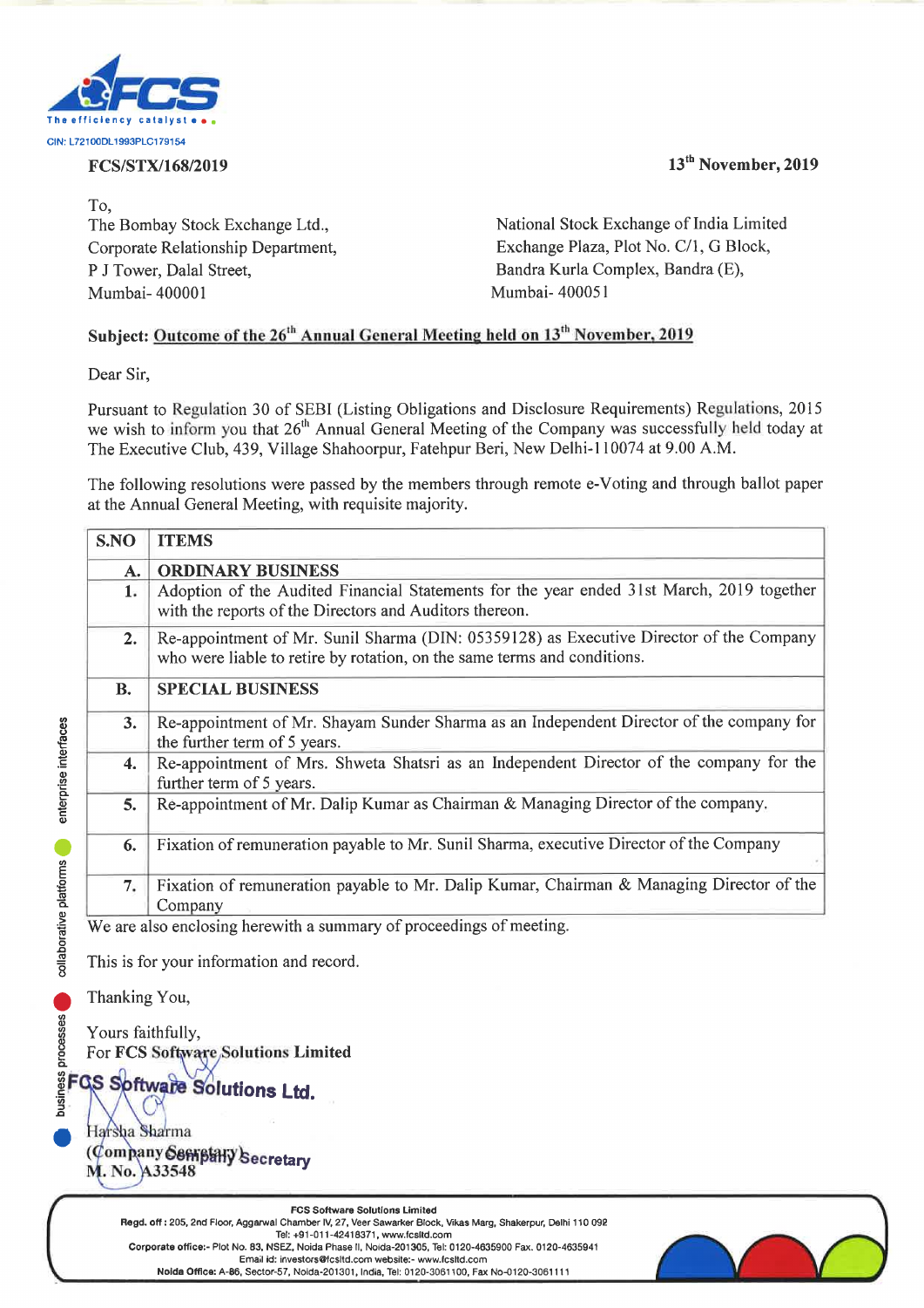CIN: L72100DL1993PLC179154

**FCS/STX/168/2019**

**13th November, 2019**

To,
The Bombay Stock Exchange Ltd.,
Corporate Relationship Department,
P J Tower, Dalal Street,
Mumbai- 400001

National Stock Exchange of India Limited
Exchange Plaza, Plot No. C/1, G Block,
Bandra Kurla Complex, Bandra (E),
Mumbai- 400051

**Subject: Outcome of the 26th Annual General Meeting held on 13th November, 2019**

Dear Sir,

Pursuant to Regulation 30 of SEBI (Listing Obligations and Disclosure Requirements) Regulations, 2015 we wish to inform you that 26th Annual General Meeting of the Company was successfully held today at The Executive Club, 439, Village Shahoorpur, Fatehpur Beri, New Delhi-110074 at 9.00 A.M.

The following resolutions were passed by the members through remote e-Voting and through ballot paper at the Annual General Meeting, with requisite majority.

| S.NO | ITEMS |
|---|---|
| **A.** | **ORDINARY BUSINESS** |
| **1.** | Adoption of the Audited Financial Statements for the year ended 31st March, 2019 together with the reports of the Directors and Auditors thereon. |
| **2.** | Re-appointment of Mr. Sunil Sharma (DIN: 05359128) as Executive Director of the Company who were liable to retire by rotation, on the same terms and conditions. |
| **B.** | **SPECIAL BUSINESS** |
| **3.** | Re-appointment of Mr. Shayam Sunder Sharma as an Independent Director of the company for the further term of 5 years. |
| **4.** | Re-appointment of Mrs. Shweta Shatsri as an Independent Director of the company for the further term of 5 years. |
| **5.** | Re-appointment of Mr. Dalip Kumar as Chairman & Managing Director of the company. |
| **6.** | Fixation of remuneration payable to Mr. Sunil Sharma, executive Director of the Company |
| **7.** | Fixation of remuneration payable to Mr. Dalip Kumar, Chairman & Managing Director of the Company |

We are also enclosing herewith a summary of proceedings of meeting.

This is for your information and record.

Thanking You,

Yours faithfully,
For **FCS Software Solutions Limited**

**FCS Software Solutions Ltd.**

Harsha Sharma
**(Company Secretary)**
**M. No. A33548**

**FCS Software Solutions Limited**
**Regd. off :** 205, 2nd Floor, Aggarwal Chamber IV, 27, Veer Sawarker Block, Vikas Marg, Shakerpur, Delhi 110 092
Tel: +91-011-42418371, www.fcsltd.com
**Corporate office:-** Plot No. 83, NSEZ, Noida Phase II, Noida-201305, Tel: 0120-4635900 Fax. 0120-4635941
Email id: investors@fcsltd.com website:- www.fcsltd.com
**Noida Office:** A-86, Sector-57, Noida-201301, India, Tel: 0120-3061100, Fax No-0120-3061111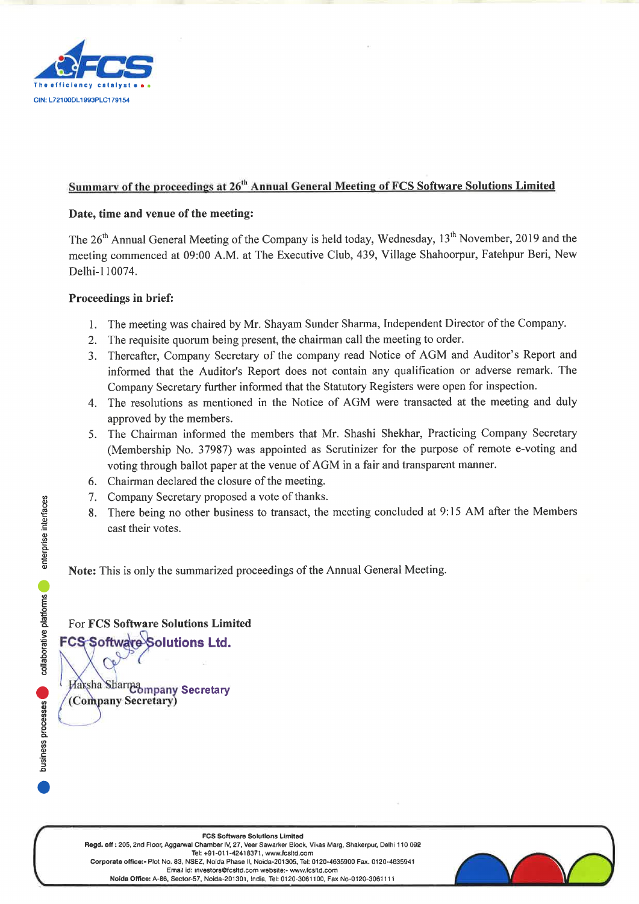FCS
The efficiency catalyst

CIN: L72100DL1993PLC179154

## Summary of the proceedings at 26th Annual General Meeting of FCS Software Solutions Limited

**Date, time and venue of the meeting:**

The 26th Annual General Meeting of the Company is held today, Wednesday, 13th November, 2019 and the meeting commenced at 09:00 A.M. at The Executive Club, 439, Village Shahoorpur, Fatehpur Beri, New Delhi-110074.

**Proceedings in brief:**

1. The meeting was chaired by Mr. Shayam Sunder Sharma, Independent Director of the Company.
2. The requisite quorum being present, the chairman call the meeting to order.
3. Thereafter, Company Secretary of the company read Notice of AGM and Auditor's Report and informed that the Auditor's Report does not contain any qualification or adverse remark. The Company Secretary further informed that the Statutory Registers were open for inspection.
4. The resolutions as mentioned in the Notice of AGM were transacted at the meeting and duly approved by the members.
5. The Chairman informed the members that Mr. Shashi Shekhar, Practicing Company Secretary (Membership No. 37987) was appointed as Scrutinizer for the purpose of remote e-voting and voting through ballot paper at the venue of AGM in a fair and transparent manner.
6. Chairman declared the closure of the meeting.
7. Company Secretary proposed a vote of thanks.
8. There being no other business to transact, the meeting concluded at 9:15 AM after the Members cast their votes.

**Note:** This is only the summarized proceedings of the Annual General Meeting.

For **FCS Software Solutions Limited**

FCS Software Solutions Ltd.

Harsha Sharma
Company Secretary
**(Company Secretary)**

business processes ● collaborative platforms ● enterprise interfaces

FCS Software Solutions Limited
**Regd. off:** 205, 2nd Floor, Aggarwal Chamber IV, 27, Veer Sawarker Block, Vikas Marg, Shakerpur, Delhi 110 092
Tel: +91-011-42418371, www.fcsltd.com
**Corporate office:-** Plot No. 83, NSEZ, Noida Phase II, Noida-201305, Tel: 0120-4635900 Fax. 0120-4635941
Email id: investors@fcsltd.com website:- www.fcsltd.com
**Noida Office:** A-86, Sector-57, Noida-201301, India, Tel: 0120-3061100, Fax No-0120-3061111